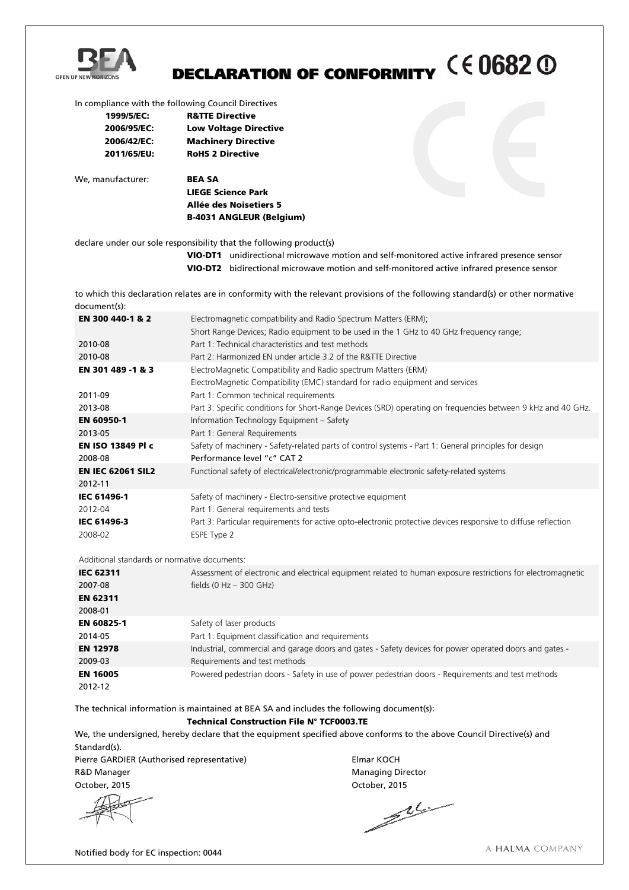# DECLARATION OF CONFORMITY CE 0682 ⓘ

In compliance with the following Council Directives

| | |
|---|---|
| **1999/5/EC:** | **R&TTE Directive** |
| **2006/95/EC:** | **Low Voltage Directive** |
| **2006/42/EC:** | **Machinery Directive** |
| **2011/65/EU:** | **RoHS 2 Directive** |

We, manufacturer: **BEA SA**
**LIEGE Science Park**
**Allée des Noisetiers 5**
**B-4031 ANGLEUR (Belgium)**

declare under our sole responsibility that the following product(s)

**VIO-DT1** unidirectional microwave motion and self-monitored active infrared presence sensor
**VIO-DT2** bidirectional microwave motion and self-monitored active infrared presence sensor

to which this declaration relates are in conformity with the relevant provisions of the following standard(s) or other normative document(s):

| | |
|---|---|
| **EN 300 440-1 & 2** | Electromagnetic compatibility and Radio Spectrum Matters (ERM); Short Range Devices; Radio equipment to be used in the 1 GHz to 40 GHz frequency range; |
| 2010-08 | Part 1: Technical characteristics and test methods |
| 2010-08 | Part 2: Harmonized EN under article 3.2 of the R&TTE Directive |
| **EN 301 489 -1 & 3** | ElectroMagnetic Compatibility and Radio spectrum Matters (ERM) ElectroMagnetic Compatibility (EMC) standard for radio equipment and services |
| 2011-09 | Part 1: Common technical requirements |
| 2013-08 | Part 3: Specific conditions for Short-Range Devices (SRD) operating on frequencies between 9 kHz and 40 GHz. |
| **EN 60950-1** | Information Technology Equipment – Safety |
| 2013-05 | Part 1: General Requirements |
| **EN ISO 13849 Pl c** | Safety of machinery - Safety-related parts of control systems - Part 1: General principles for design |
| 2008-08 | Performance level "c" CAT 2 |
| **EN IEC 62061 SIL2** | Functional safety of electrical/electronic/programmable electronic safety-related systems |
| 2012-11 | |
| **IEC 61496-1** | Safety of machinery - Electro-sensitive protective equipment |
| 2012-04 | Part 1: General requirements and tests |
| **IEC 61496-3** | Part 3: Particular requirements for active opto-electronic protective devices responsive to diffuse reflection |
| 2008-02 | ESPE Type 2 |

Additional standards or normative documents:

| | |
|---|---|
| **IEC 62311** | Assessment of electronic and electrical equipment related to human exposure restrictions for electromagnetic |
| 2007-08 | fields (0 Hz – 300 GHz) |
| **EN 62311** | |
| 2008-01 | |
| **EN 60825-1** | Safety of laser products |
| 2014-05 | Part 1: Equipment classification and requirements |
| **EN 12978** | Industrial, commercial and garage doors and gates - Safety devices for power operated doors and gates - |
| 2009-03 | Requirements and test methods |
| **EN 16005** | Powered pedestrian doors - Safety in use of power pedestrian doors - Requirements and test methods |
| 2012-12 | |

The technical information is maintained at BEA SA and includes the following document(s):

**Technical Construction File N° TCF0003.TE**

We, the undersigned, hereby declare that the equipment specified above conforms to the above Council Directive(s) and Standard(s).

Pierre GARDIER (Authorised representative)
R&D Manager
October, 2015

Elmar KOCH
Managing Director
October, 2015

Notified body for EC inspection: 0044

A HALMA COMPANY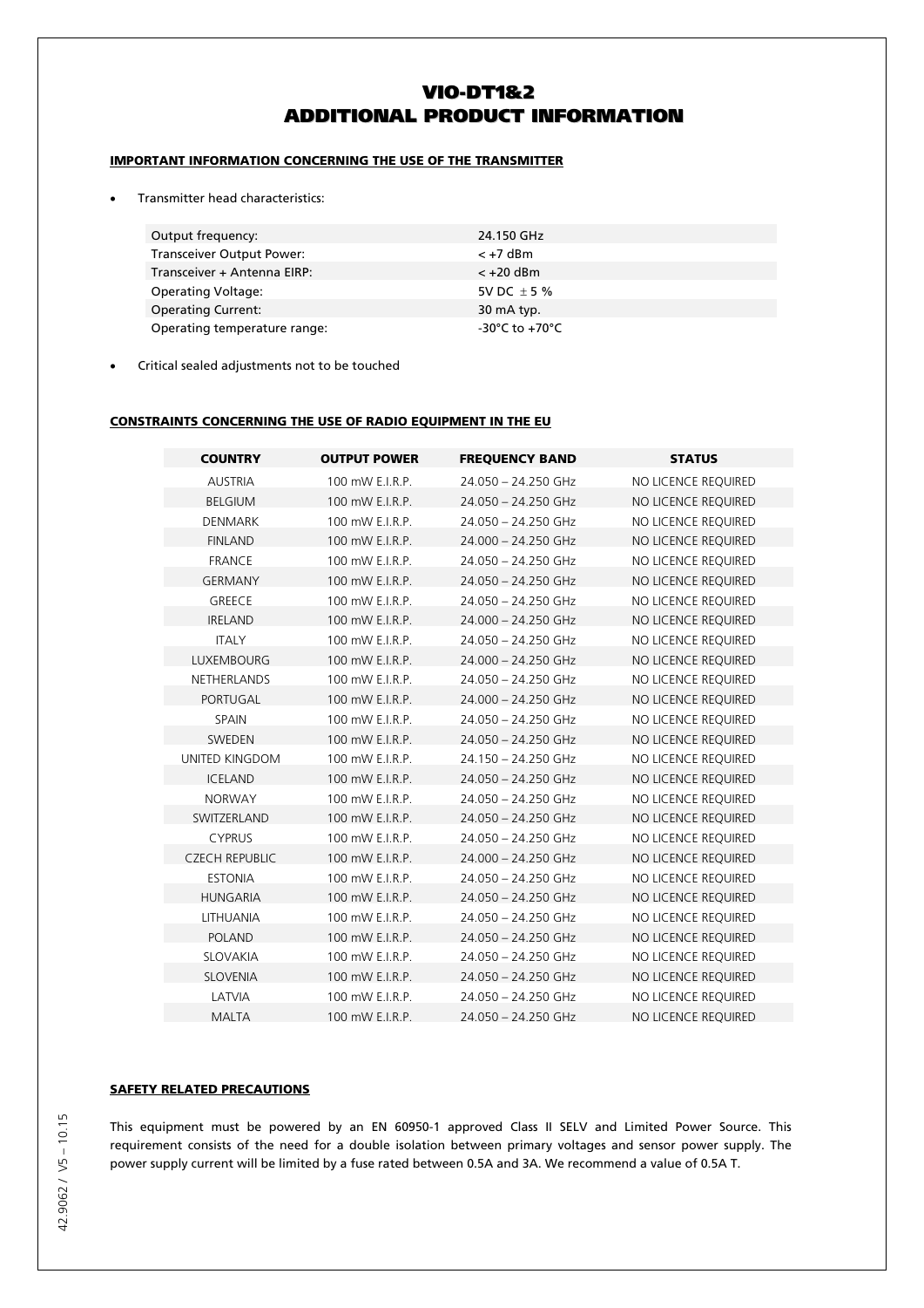# VIO-DT1&2
# ADDITIONAL PRODUCT INFORMATION

## IMPORTANT INFORMATION CONCERNING THE USE OF THE TRANSMITTER

- Transmitter head characteristics:

| | |
|---|---|
| Output frequency: | 24.150 GHz |
| Transceiver Output Power: | < +7 dBm |
| Transceiver + Antenna EIRP: | < +20 dBm |
| Operating Voltage: | 5V DC ± 5 % |
| Operating Current: | 30 mA typ. |
| Operating temperature range: | -30°C to +70°C |

- Critical sealed adjustments not to be touched

## CONSTRAINTS CONCERNING THE USE OF RADIO EQUIPMENT IN THE EU

| COUNTRY | OUTPUT POWER | FREQUENCY BAND | STATUS |
|---|---|---|---|
| AUSTRIA | 100 mW E.I.R.P. | 24.050 – 24.250 GHz | NO LICENCE REQUIRED |
| BELGIUM | 100 mW E.I.R.P. | 24.050 – 24.250 GHz | NO LICENCE REQUIRED |
| DENMARK | 100 mW E.I.R.P. | 24.050 – 24.250 GHz | NO LICENCE REQUIRED |
| FINLAND | 100 mW E.I.R.P. | 24.000 – 24.250 GHz | NO LICENCE REQUIRED |
| FRANCE | 100 mW E.I.R.P. | 24.050 – 24.250 GHz | NO LICENCE REQUIRED |
| GERMANY | 100 mW E.I.R.P. | 24.050 – 24.250 GHz | NO LICENCE REQUIRED |
| GREECE | 100 mW E.I.R.P. | 24.050 – 24.250 GHz | NO LICENCE REQUIRED |
| IRELAND | 100 mW E.I.R.P. | 24.000 – 24.250 GHz | NO LICENCE REQUIRED |
| ITALY | 100 mW E.I.R.P. | 24.050 – 24.250 GHz | NO LICENCE REQUIRED |
| LUXEMBOURG | 100 mW E.I.R.P. | 24.000 – 24.250 GHz | NO LICENCE REQUIRED |
| NETHERLANDS | 100 mW E.I.R.P. | 24.050 – 24.250 GHz | NO LICENCE REQUIRED |
| PORTUGAL | 100 mW E.I.R.P. | 24.000 – 24.250 GHz | NO LICENCE REQUIRED |
| SPAIN | 100 mW E.I.R.P. | 24.050 – 24.250 GHz | NO LICENCE REQUIRED |
| SWEDEN | 100 mW E.I.R.P. | 24.050 – 24.250 GHz | NO LICENCE REQUIRED |
| UNITED KINGDOM | 100 mW E.I.R.P. | 24.150 – 24.250 GHz | NO LICENCE REQUIRED |
| ICELAND | 100 mW E.I.R.P. | 24.050 – 24.250 GHz | NO LICENCE REQUIRED |
| NORWAY | 100 mW E.I.R.P. | 24.050 – 24.250 GHz | NO LICENCE REQUIRED |
| SWITZERLAND | 100 mW E.I.R.P. | 24.050 – 24.250 GHz | NO LICENCE REQUIRED |
| CYPRUS | 100 mW E.I.R.P. | 24.050 – 24.250 GHz | NO LICENCE REQUIRED |
| CZECH REPUBLIC | 100 mW E.I.R.P. | 24.000 – 24.250 GHz | NO LICENCE REQUIRED |
| ESTONIA | 100 mW E.I.R.P. | 24.050 – 24.250 GHz | NO LICENCE REQUIRED |
| HUNGARIA | 100 mW E.I.R.P. | 24.050 – 24.250 GHz | NO LICENCE REQUIRED |
| LITHUANIA | 100 mW E.I.R.P. | 24.050 – 24.250 GHz | NO LICENCE REQUIRED |
| POLAND | 100 mW E.I.R.P. | 24.050 – 24.250 GHz | NO LICENCE REQUIRED |
| SLOVAKIA | 100 mW E.I.R.P. | 24.050 – 24.250 GHz | NO LICENCE REQUIRED |
| SLOVENIA | 100 mW E.I.R.P. | 24.050 – 24.250 GHz | NO LICENCE REQUIRED |
| LATVIA | 100 mW E.I.R.P. | 24.050 – 24.250 GHz | NO LICENCE REQUIRED |
| MALTA | 100 mW E.I.R.P. | 24.050 – 24.250 GHz | NO LICENCE REQUIRED |

## SAFETY RELATED PRECAUTIONS

This equipment must be powered by an EN 60950-1 approved Class II SELV and Limited Power Source. This requirement consists of the need for a double isolation between primary voltages and sensor power supply. The power supply current will be limited by a fuse rated between 0.5A and 3A. We recommend a value of 0.5A T.

42.9062 / V5 – 10.15